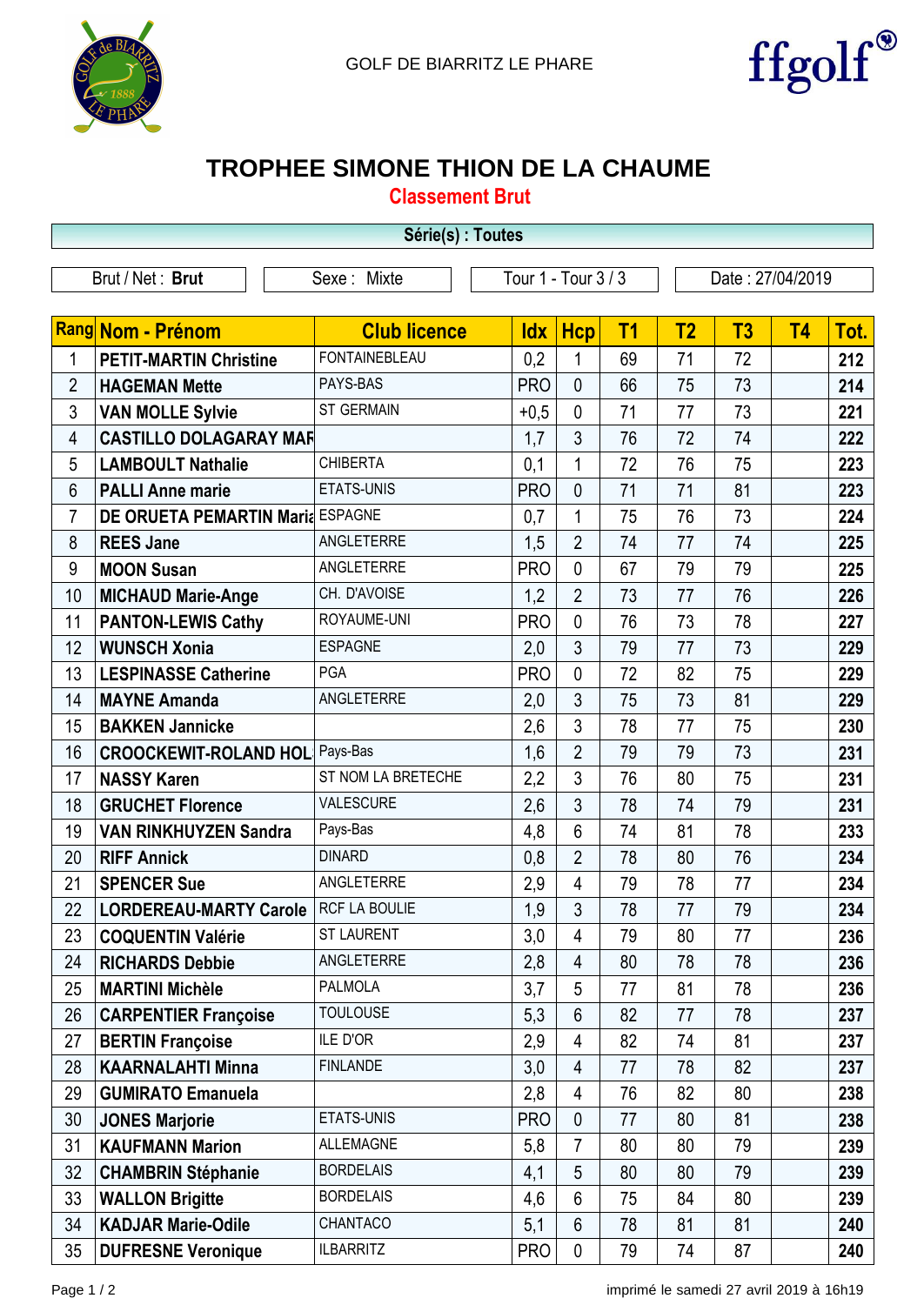GOLF DE BIARRITZ LE PHARE

# TROPHEE SIMONE THION DE LA CHAUME

## Classement Brut

**Série(s) : Toutes**

Brut / Net : **Brut** | Sexe : Mixte | Tour 1 - Tour 3 / 3 | Date : 27/04/2019

| Rang | Nom - Prénom | Club licence | Idx | Hcp | T1 | T2 | T3 | T4 | Tot. |
|---|---|---|---|---|---|---|---|---|---|
| 1 | **PETIT-MARTIN Christine** | FONTAINEBLEAU | 0,2 | 1 | 69 | 71 | 72 | | **212** |
| 2 | **HAGEMAN Mette** | PAYS-BAS | PRO | 0 | 66 | 75 | 73 | | **214** |
| 3 | **VAN MOLLE Sylvie** | ST GERMAIN | +0,5 | 0 | 71 | 77 | 73 | | **221** |
| 4 | **CASTILLO DOLAGARAY MAR** | | 1,7 | 3 | 76 | 72 | 74 | | **222** |
| 5 | **LAMBOULT Nathalie** | CHIBERTA | 0,1 | 1 | 72 | 76 | 75 | | **223** |
| 6 | **PALLI Anne marie** | ETATS-UNIS | PRO | 0 | 71 | 71 | 81 | | **223** |
| 7 | **DE ORUETA PEMARTIN Maria** | ESPAGNE | 0,7 | 1 | 75 | 76 | 73 | | **224** |
| 8 | **REES Jane** | ANGLETERRE | 1,5 | 2 | 74 | 77 | 74 | | **225** |
| 9 | **MOON Susan** | ANGLETERRE | PRO | 0 | 67 | 79 | 79 | | **225** |
| 10 | **MICHAUD Marie-Ange** | CH. D'AVOISE | 1,2 | 2 | 73 | 77 | 76 | | **226** |
| 11 | **PANTON-LEWIS Cathy** | ROYAUME-UNI | PRO | 0 | 76 | 73 | 78 | | **227** |
| 12 | **WUNSCH Xonia** | ESPAGNE | 2,0 | 3 | 79 | 77 | 73 | | **229** |
| 13 | **LESPINASSE Catherine** | PGA | PRO | 0 | 72 | 82 | 75 | | **229** |
| 14 | **MAYNE Amanda** | ANGLETERRE | 2,0 | 3 | 75 | 73 | 81 | | **229** |
| 15 | **BAKKEN Jannicke** | | 2,6 | 3 | 78 | 77 | 75 | | **230** |
| 16 | **CROOCKEWIT-ROLAND HOL** | Pays-Bas | 1,6 | 2 | 79 | 79 | 73 | | **231** |
| 17 | **NASSY Karen** | ST NOM LA BRETECHE | 2,2 | 3 | 76 | 80 | 75 | | **231** |
| 18 | **GRUCHET Florence** | VALESCURE | 2,6 | 3 | 78 | 74 | 79 | | **231** |
| 19 | **VAN RINKHUYZEN Sandra** | Pays-Bas | 4,8 | 6 | 74 | 81 | 78 | | **233** |
| 20 | **RIFF Annick** | DINARD | 0,8 | 2 | 78 | 80 | 76 | | **234** |
| 21 | **SPENCER Sue** | ANGLETERRE | 2,9 | 4 | 79 | 78 | 77 | | **234** |
| 22 | **LORDEREAU-MARTY Carole** | RCF LA BOULIE | 1,9 | 3 | 78 | 77 | 79 | | **234** |
| 23 | **COQUENTIN Valérie** | ST LAURENT | 3,0 | 4 | 79 | 80 | 77 | | **236** |
| 24 | **RICHARDS Debbie** | ANGLETERRE | 2,8 | 4 | 80 | 78 | 78 | | **236** |
| 25 | **MARTINI Michèle** | PALMOLA | 3,7 | 5 | 77 | 81 | 78 | | **236** |
| 26 | **CARPENTIER Françoise** | TOULOUSE | 5,3 | 6 | 82 | 77 | 78 | | **237** |
| 27 | **BERTIN Françoise** | ILE D'OR | 2,9 | 4 | 82 | 74 | 81 | | **237** |
| 28 | **KAARNALAHTI Minna** | FINLANDE | 3,0 | 4 | 77 | 78 | 82 | | **237** |
| 29 | **GUMIRATO Emanuela** | | 2,8 | 4 | 76 | 82 | 80 | | **238** |
| 30 | **JONES Marjorie** | ETATS-UNIS | PRO | 0 | 77 | 80 | 81 | | **238** |
| 31 | **KAUFMANN Marion** | ALLEMAGNE | 5,8 | 7 | 80 | 80 | 79 | | **239** |
| 32 | **CHAMBRIN Stéphanie** | BORDELAIS | 4,1 | 5 | 80 | 80 | 79 | | **239** |
| 33 | **WALLON Brigitte** | BORDELAIS | 4,6 | 6 | 75 | 84 | 80 | | **239** |
| 34 | **KADJAR Marie-Odile** | CHANTACO | 5,1 | 6 | 78 | 81 | 81 | | **240** |
| 35 | **DUFRESNE Veronique** | ILBARRITZ | PRO | 0 | 79 | 74 | 87 | | **240** |

imprimé le samedi 27 avril 2019 à 16h19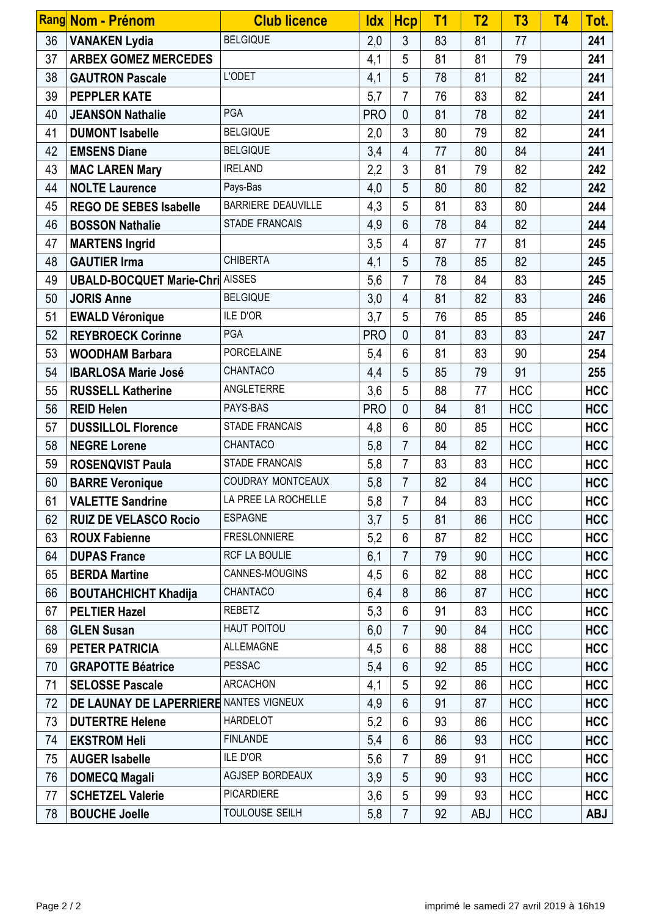| Rang | Nom - Prénom | Club licence | Idx | Hcp | T1 | T2 | T3 | T4 | Tot. |
|---|---|---|---|---|---|---|---|---|---|
| 36 | **VANAKEN Lydia** | BELGIQUE | 2,0 | 3 | 83 | 81 | 77 | | **241** |
| 37 | **ARBEX GOMEZ MERCEDES** | | 4,1 | 5 | 81 | 81 | 79 | | **241** |
| 38 | **GAUTRON Pascale** | L'ODET | 4,1 | 5 | 78 | 81 | 82 | | **241** |
| 39 | **PEPPLER KATE** | | 5,7 | 7 | 76 | 83 | 82 | | **241** |
| 40 | **JEANSON Nathalie** | PGA | PRO | 0 | 81 | 78 | 82 | | **241** |
| 41 | **DUMONT Isabelle** | BELGIQUE | 2,0 | 3 | 80 | 79 | 82 | | **241** |
| 42 | **EMSENS Diane** | BELGIQUE | 3,4 | 4 | 77 | 80 | 84 | | **241** |
| 43 | **MAC LAREN Mary** | IRELAND | 2,2 | 3 | 81 | 79 | 82 | | **242** |
| 44 | **NOLTE Laurence** | Pays-Bas | 4,0 | 5 | 80 | 80 | 82 | | **242** |
| 45 | **REGO DE SEBES Isabelle** | BARRIERE DEAUVILLE | 4,3 | 5 | 81 | 83 | 80 | | **244** |
| 46 | **BOSSON Nathalie** | STADE FRANCAIS | 4,9 | 6 | 78 | 84 | 82 | | **244** |
| 47 | **MARTENS Ingrid** | | 3,5 | 4 | 87 | 77 | 81 | | **245** |
| 48 | **GAUTIER Irma** | CHIBERTA | 4,1 | 5 | 78 | 85 | 82 | | **245** |
| 49 | **UBALD-BOCQUET Marie-Chri** | AISSES | 5,6 | 7 | 78 | 84 | 83 | | **245** |
| 50 | **JORIS Anne** | BELGIQUE | 3,0 | 4 | 81 | 82 | 83 | | **246** |
| 51 | **EWALD Véronique** | ILE D'OR | 3,7 | 5 | 76 | 85 | 85 | | **246** |
| 52 | **REYBROECK Corinne** | PGA | PRO | 0 | 81 | 83 | 83 | | **247** |
| 53 | **WOODHAM Barbara** | PORCELAINE | 5,4 | 6 | 81 | 83 | 90 | | **254** |
| 54 | **IBARLOSA Marie José** | CHANTACO | 4,4 | 5 | 85 | 79 | 91 | | **255** |
| 55 | **RUSSELL Katherine** | ANGLETERRE | 3,6 | 5 | 88 | 77 | HCC | | **HCC** |
| 56 | **REID Helen** | PAYS-BAS | PRO | 0 | 84 | 81 | HCC | | **HCC** |
| 57 | **DUSSILLOL Florence** | STADE FRANCAIS | 4,8 | 6 | 80 | 85 | HCC | | **HCC** |
| 58 | **NEGRE Lorene** | CHANTACO | 5,8 | 7 | 84 | 82 | HCC | | **HCC** |
| 59 | **ROSENQVIST Paula** | STADE FRANCAIS | 5,8 | 7 | 83 | 83 | HCC | | **HCC** |
| 60 | **BARRE Veronique** | COUDRAY MONTCEAUX | 5,8 | 7 | 82 | 84 | HCC | | **HCC** |
| 61 | **VALETTE Sandrine** | LA PREE LA ROCHELLE | 5,8 | 7 | 84 | 83 | HCC | | **HCC** |
| 62 | **RUIZ DE VELASCO Rocio** | ESPAGNE | 3,7 | 5 | 81 | 86 | HCC | | **HCC** |
| 63 | **ROUX Fabienne** | FRESLONNIERE | 5,2 | 6 | 87 | 82 | HCC | | **HCC** |
| 64 | **DUPAS France** | RCF LA BOULIE | 6,1 | 7 | 79 | 90 | HCC | | **HCC** |
| 65 | **BERDA Martine** | CANNES-MOUGINS | 4,5 | 6 | 82 | 88 | HCC | | **HCC** |
| 66 | **BOUTAHCHICHT Khadija** | CHANTACO | 6,4 | 8 | 86 | 87 | HCC | | **HCC** |
| 67 | **PELTIER Hazel** | REBETZ | 5,3 | 6 | 91 | 83 | HCC | | **HCC** |
| 68 | **GLEN Susan** | HAUT POITOU | 6,0 | 7 | 90 | 84 | HCC | | **HCC** |
| 69 | **PETER PATRICIA** | ALLEMAGNE | 4,5 | 6 | 88 | 88 | HCC | | **HCC** |
| 70 | **GRAPOTTE Béatrice** | PESSAC | 5,4 | 6 | 92 | 85 | HCC | | **HCC** |
| 71 | **SELOSSE Pascale** | ARCACHON | 4,1 | 5 | 92 | 86 | HCC | | **HCC** |
| 72 | **DE LAUNAY DE LAPERRIERE** | NANTES VIGNEUX | 4,9 | 6 | 91 | 87 | HCC | | **HCC** |
| 73 | **DUTERTRE Helene** | HARDELOT | 5,2 | 6 | 93 | 86 | HCC | | **HCC** |
| 74 | **EKSTROM Heli** | FINLANDE | 5,4 | 6 | 86 | 93 | HCC | | **HCC** |
| 75 | **AUGER Isabelle** | ILE D'OR | 5,6 | 7 | 89 | 91 | HCC | | **HCC** |
| 76 | **DOMECQ Magali** | AGJSEP BORDEAUX | 3,9 | 5 | 90 | 93 | HCC | | **HCC** |
| 77 | **SCHETZEL Valerie** | PICARDIERE | 3,6 | 5 | 99 | 93 | HCC | | **HCC** |
| 78 | **BOUCHE Joelle** | TOULOUSE SEILH | 5,8 | 7 | 92 | ABJ | HCC | | **ABJ** |

imprimé le samedi 27 avril 2019 à 16h19